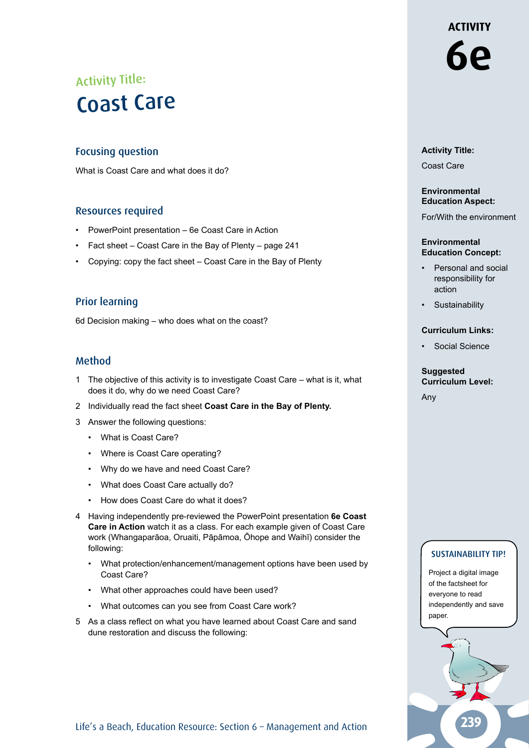# Activity Title:
# Coast Care

## Focusing question

What is Coast Care and what does it do?

## Resources required

- PowerPoint presentation – 6e Coast Care in Action
- Fact sheet – Coast Care in the Bay of Plenty – page 241
- Copying: copy the fact sheet – Coast Care in the Bay of Plenty

## Prior learning

6d Decision making – who does what on the coast?

## Method

1. The objective of this activity is to investigate Coast Care – what is it, what does it do, why do we need Coast Care?
2. Individually read the fact sheet **Coast Care in the Bay of Plenty.**
3. Answer the following questions:
   - What is Coast Care?
   - Where is Coast Care operating?
   - Why do we have and need Coast Care?
   - What does Coast Care actually do?
   - How does Coast Care do what it does?
4. Having independently pre-reviewed the PowerPoint presentation **6e Coast Care in Action** watch it as a class. For each example given of Coast Care work (Whangaparāoa, Oruaiti, Pāpāmoa, Ōhope and Waihī) consider the following:
   - What protection/enhancement/management options have been used by Coast Care?
   - What other approaches could have been used?
   - What outcomes can you see from Coast Care work?
5. As a class reflect on what you have learned about Coast Care and sand dune restoration and discuss the following:

**ACTIVITY 6e**

**Activity Title:**

Coast Care

**Environmental Education Aspect:**

For/With the environment

**Environmental Education Concept:**

- Personal and social responsibility for action
- Sustainability

**Curriculum Links:**

- Social Science

**Suggested Curriculum Level:**

Any

**SUSTAINABILITY TIP!**

Project a digital image of the factsheet for everyone to read independently and save paper.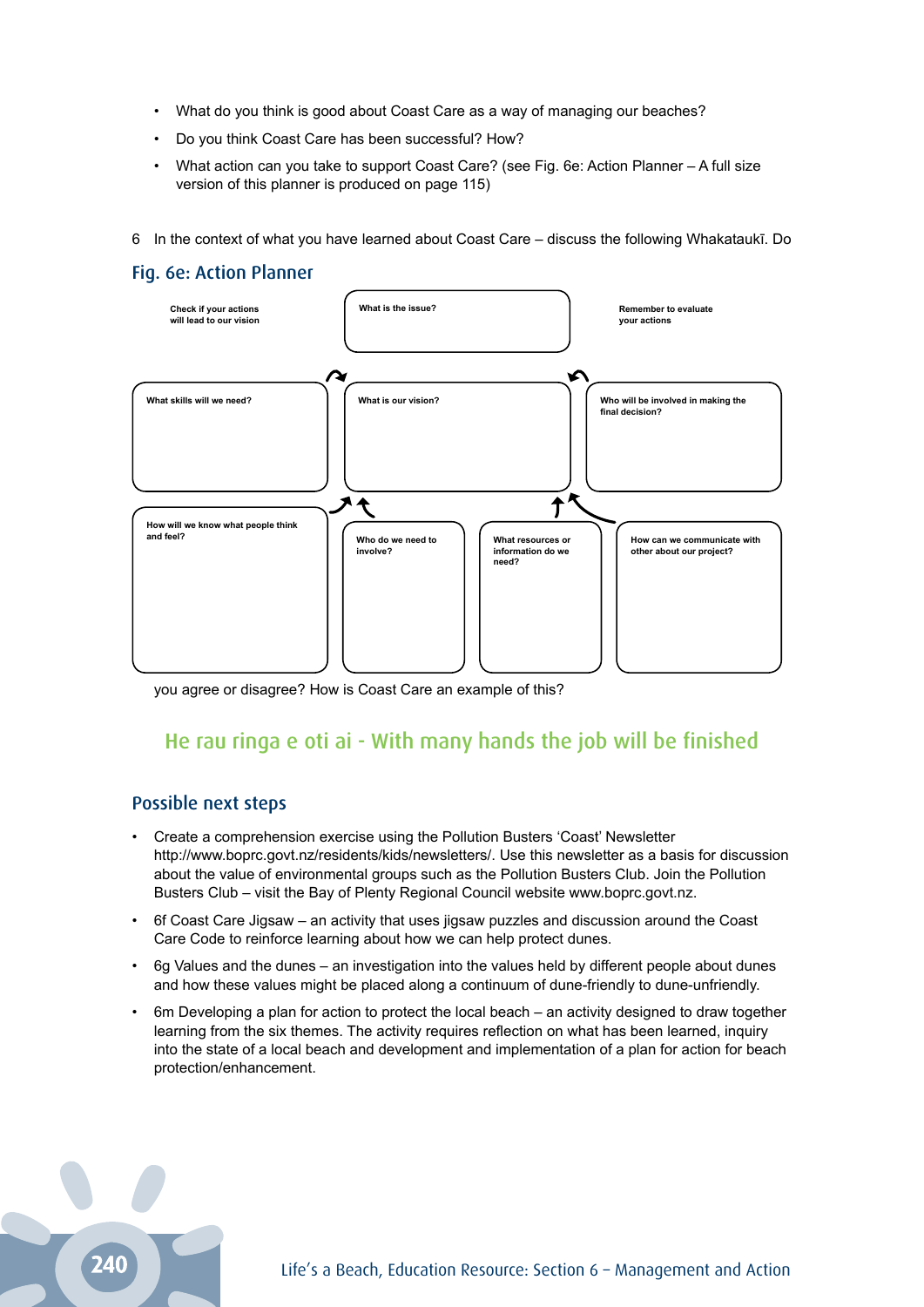- What do you think is good about Coast Care as a way of managing our beaches?
- Do you think Coast Care has been successful? How?
- What action can you take to support Coast Care? (see Fig. 6e: Action Planner – A full size version of this planner is produced on page 115)

6 In the context of what you have learned about Coast Care – discuss the following Whakataukī. Do you agree or disagree? How is Coast Care an example of this?

### Fig. 6e: Action Planner

Check if your actions will lead to our vision

What is the issue?

Remember to evaluate your actions

What skills will we need?

What is our vision?

Who will be involved in making the final decision?

How will we know what people think and feel?

Who do we need to involve?

What resources or information do we need?

How can we communicate with other about our project?

## He rau ringa e oti ai - With many hands the job will be finished

### Possible next steps

- Create a comprehension exercise using the Pollution Busters 'Coast' Newsletter http://www.boprc.govt.nz/residents/kids/newsletters/. Use this newsletter as a basis for discussion about the value of environmental groups such as the Pollution Busters Club. Join the Pollution Busters Club – visit the Bay of Plenty Regional Council website www.boprc.govt.nz.
- 6f Coast Care Jigsaw – an activity that uses jigsaw puzzles and discussion around the Coast Care Code to reinforce learning about how we can help protect dunes.
- 6g Values and the dunes – an investigation into the values held by different people about dunes and how these values might be placed along a continuum of dune-friendly to dune-unfriendly.
- 6m Developing a plan for action to protect the local beach – an activity designed to draw together learning from the six themes. The activity requires reflection on what has been learned, inquiry into the state of a local beach and development and implementation of a plan for action for beach protection/enhancement.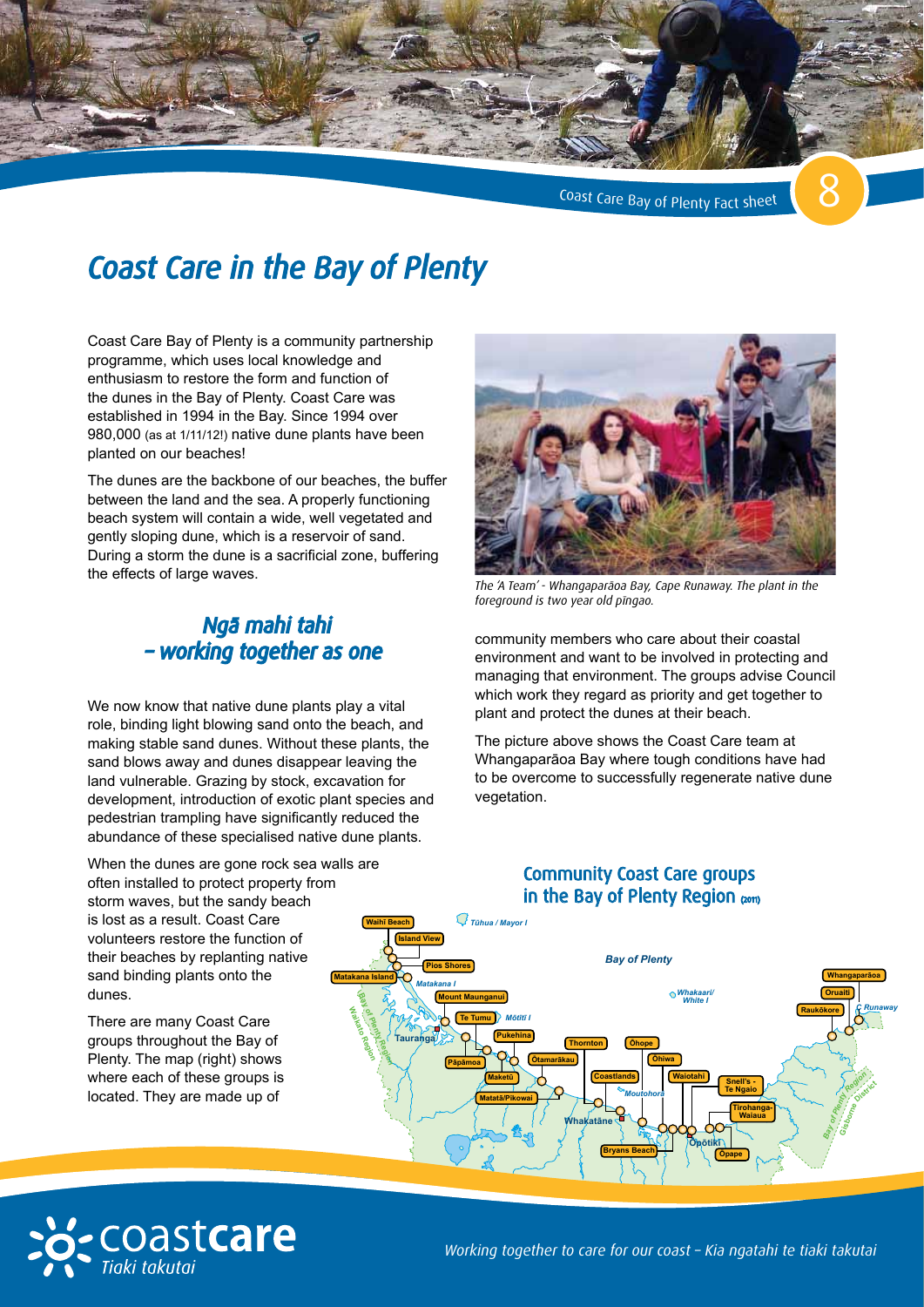# Coast Care in the Bay of Plenty

Coast Care Bay of Plenty is a community partnership programme, which uses local knowledge and enthusiasm to restore the form and function of the dunes in the Bay of Plenty. Coast Care was established in 1994 in the Bay. Since 1994 over 980,000 (as at 1/11/12!) native dune plants have been planted on our beaches!

The dunes are the backbone of our beaches, the buffer between the land and the sea. A properly functioning beach system will contain a wide, well vegetated and gently sloping dune, which is a reservoir of sand. During a storm the dune is a sacrificial zone, buffering the effects of large waves.

## Ngā mahi tahi – working together as one

We now know that native dune plants play a vital role, binding light blowing sand onto the beach, and making stable sand dunes. Without these plants, the sand blows away and dunes disappear leaving the land vulnerable. Grazing by stock, excavation for development, introduction of exotic plant species and pedestrian trampling have significantly reduced the abundance of these specialised native dune plants.

When the dunes are gone rock sea walls are often installed to protect property from storm waves, but the sandy beach is lost as a result. Coast Care volunteers restore the function of their beaches by replanting native sand binding plants onto the dunes.

There are many Coast Care groups throughout the Bay of Plenty. The map (right) shows where each of these groups is located. They are made up of community members who care about their coastal environment and want to be involved in protecting and managing that environment. The groups advise Council which work they regard as priority and get together to plant and protect the dunes at their beach.

*The 'A Team' - Whangaparāoa Bay, Cape Runaway. The plant in the foreground is two year old pīngao.*

The picture above shows the Coast Care team at Whangaparāoa Bay where tough conditions have had to be overcome to successfully regenerate native dune vegetation.

## Community Coast Care groups in the Bay of Plenty Region (2011)

Map labels: Waihī Beach, Island View, Pios Shores, Matakana Island, Mount Maunganui, Te Tumu, Pukehina, Pāpāmoa, Maketū, Ōtamarākau, Matatā/Pikowai, Thornton, Coastlands, Ōhope, Ōhiwa, Waiotahi, Bryans Beach, Snell's - Te Ngaio, Tirohanga-Waiaua, Ōpape, Raukōkore, Oruaiti, Whangaparāoa, Tūhua / Mayor I, Matakana I, Mōtītī I, Whakaari/White I, Moutohora, Tauranga, Whakatāne, Ōpōtiki, C Runaway, Bay of Plenty, Waikato Region, Bay of Plenty Region, Gisborne District

*Working together to care for our coast – Kia ngatahi te tiaki takutai*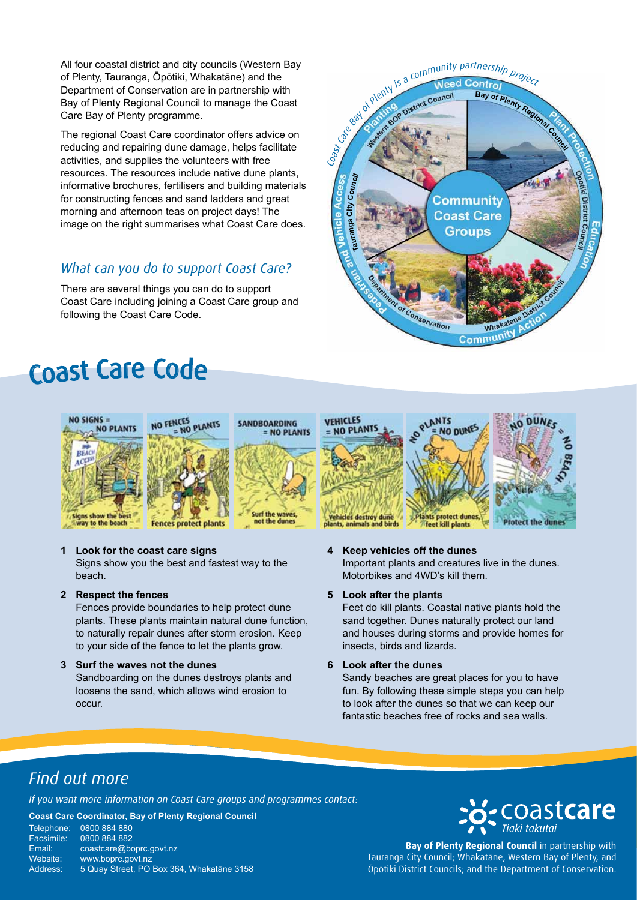All four coastal district and city councils (Western Bay of Plenty, Tauranga, Ōpōtiki, Whakatāne) and the Department of Conservation are in partnership with Bay of Plenty Regional Council to manage the Coast Care Bay of Plenty programme.

The regional Coast Care coordinator offers advice on reducing and repairing dune damage, helps facilitate activities, and supplies the volunteers with free resources. The resources include native dune plants, informative brochures, fertilisers and building materials for constructing fences and sand ladders and great morning and afternoon teas on project days! The image on the right summarises what Coast Care does.

## *What can you do to support Coast Care?*

There are several things you can do to support Coast Care including joining a Coast Care group and following the Coast Care Code.

# Coast Care Code

1. **Look for the coast care signs**
   Signs show you the best and fastest way to the beach.

2. **Respect the fences**
   Fences provide boundaries to help protect dune plants. These plants maintain natural dune function, to naturally repair dunes after storm erosion. Keep to your side of the fence to let the plants grow.

3. **Surf the waves not the dunes**
   Sandboarding on the dunes destroys plants and loosens the sand, which allows wind erosion to occur.

4. **Keep vehicles off the dunes**
   Important plants and creatures live in the dunes. Motorbikes and 4WD's kill them.

5. **Look after the plants**
   Feet do kill plants. Coastal native plants hold the sand together. Dunes naturally protect our land and houses during storms and provide homes for insects, birds and lizards.

6. **Look after the dunes**
   Sandy beaches are great places for you to have fun. By following these simple steps you can help to look after the dunes so that we can keep our fantastic beaches free of rocks and sea walls.

## *Find out more*

*If you want more information on Coast Care groups and programmes contact:*

**Coast Care Coordinator, Bay of Plenty Regional Council**

Telephone: 0800 884 880
Facsimile: 0800 884 882
Email: coastcare@boprc.govt.nz
Website: www.boprc.govt.nz
Address: 5 Quay Street, PO Box 364, Whakatāne 3158

coastcare *Tiaki takutai*

**Bay of Plenty Regional Council** in partnership with Tauranga City Council; Whakatāne, Western Bay of Plenty, and Ōpōtiki District Councils; and the Department of Conservation.